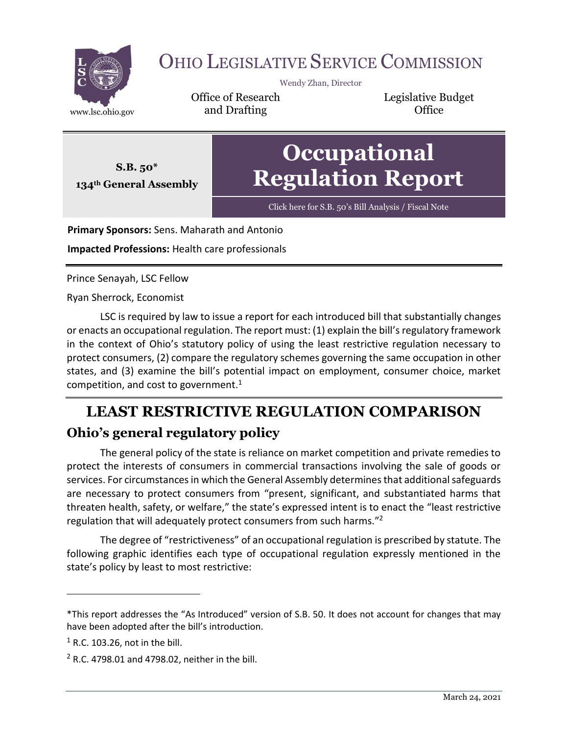# Ohio Legislative Service Commission

Wendy Zhan, Director

www.lsc.ohio.gov

Office of Research and Drafting

Legislative Budget Office

**S.B. 50***

**134th General Assembly**

# Occupational Regulation Report

Click here for S.B. 50's Bill Analysis / Fiscal Note

**Primary Sponsors:** Sens. Maharath and Antonio

**Impacted Professions:** Health care professionals

Prince Senayah, LSC Fellow

Ryan Sherrock, Economist

LSC is required by law to issue a report for each introduced bill that substantially changes or enacts an occupational regulation. The report must: (1) explain the bill's regulatory framework in the context of Ohio's statutory policy of using the least restrictive regulation necessary to protect consumers, (2) compare the regulatory schemes governing the same occupation in other states, and (3) examine the bill's potential impact on employment, consumer choice, market competition, and cost to government.[1]

# LEAST RESTRICTIVE REGULATION COMPARISON

## Ohio's general regulatory policy

The general policy of the state is reliance on market competition and private remedies to protect the interests of consumers in commercial transactions involving the sale of goods or services. For circumstances in which the General Assembly determines that additional safeguards are necessary to protect consumers from "present, significant, and substantiated harms that threaten health, safety, or welfare," the state's expressed intent is to enact the "least restrictive regulation that will adequately protect consumers from such harms."[2]

The degree of "restrictiveness" of an occupational regulation is prescribed by statute. The following graphic identifies each type of occupational regulation expressly mentioned in the state's policy by least to most restrictive:

---

*This report addresses the "As Introduced" version of S.B. 50. It does not account for changes that may have been adopted after the bill's introduction.

[1] R.C. 103.26, not in the bill.

[2] R.C. 4798.01 and 4798.02, neither in the bill.

March 24, 2021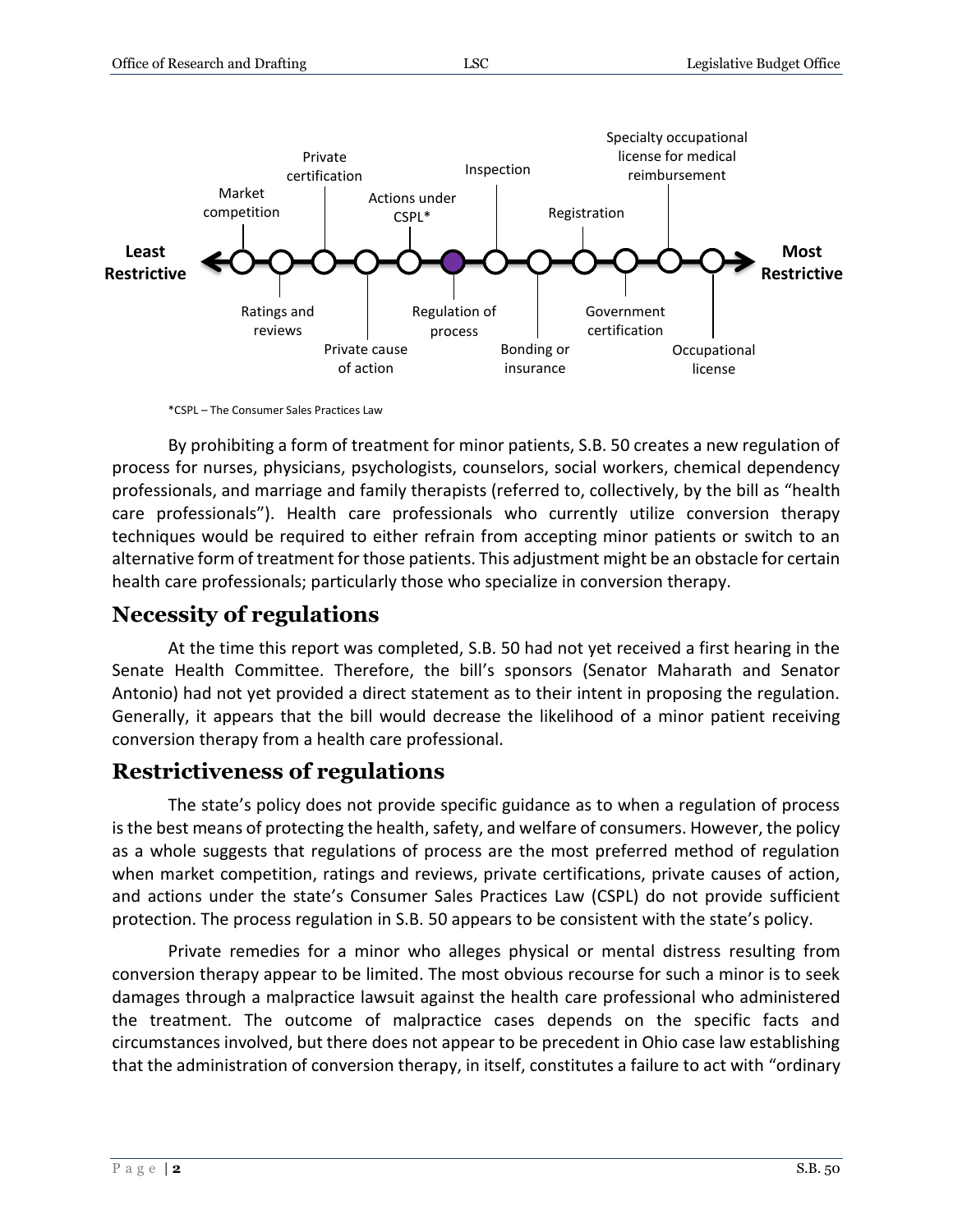Least Restrictive ← Market competition — Ratings and reviews — Private certification — Private cause of action — Actions under CSPL* — **Regulation of process** — Inspection — Bonding or insurance — Registration — Government certification — Specialty occupational license for medical reimbursement — Occupational license → Most Restrictive

*CSPL – The Consumer Sales Practices Law

By prohibiting a form of treatment for minor patients, S.B. 50 creates a new regulation of process for nurses, physicians, psychologists, counselors, social workers, chemical dependency professionals, and marriage and family therapists (referred to, collectively, by the bill as "health care professionals"). Health care professionals who currently utilize conversion therapy techniques would be required to either refrain from accepting minor patients or switch to an alternative form of treatment for those patients. This adjustment might be an obstacle for certain health care professionals; particularly those who specialize in conversion therapy.

## Necessity of regulations

At the time this report was completed, S.B. 50 had not yet received a first hearing in the Senate Health Committee. Therefore, the bill's sponsors (Senator Maharath and Senator Antonio) had not yet provided a direct statement as to their intent in proposing the regulation. Generally, it appears that the bill would decrease the likelihood of a minor patient receiving conversion therapy from a health care professional.

## Restrictiveness of regulations

The state's policy does not provide specific guidance as to when a regulation of process is the best means of protecting the health, safety, and welfare of consumers. However, the policy as a whole suggests that regulations of process are the most preferred method of regulation when market competition, ratings and reviews, private certifications, private causes of action, and actions under the state's Consumer Sales Practices Law (CSPL) do not provide sufficient protection. The process regulation in S.B. 50 appears to be consistent with the state's policy.

Private remedies for a minor who alleges physical or mental distress resulting from conversion therapy appear to be limited. The most obvious recourse for such a minor is to seek damages through a malpractice lawsuit against the health care professional who administered the treatment. The outcome of malpractice cases depends on the specific facts and circumstances involved, but there does not appear to be precedent in Ohio case law establishing that the administration of conversion therapy, in itself, constitutes a failure to act with "ordinary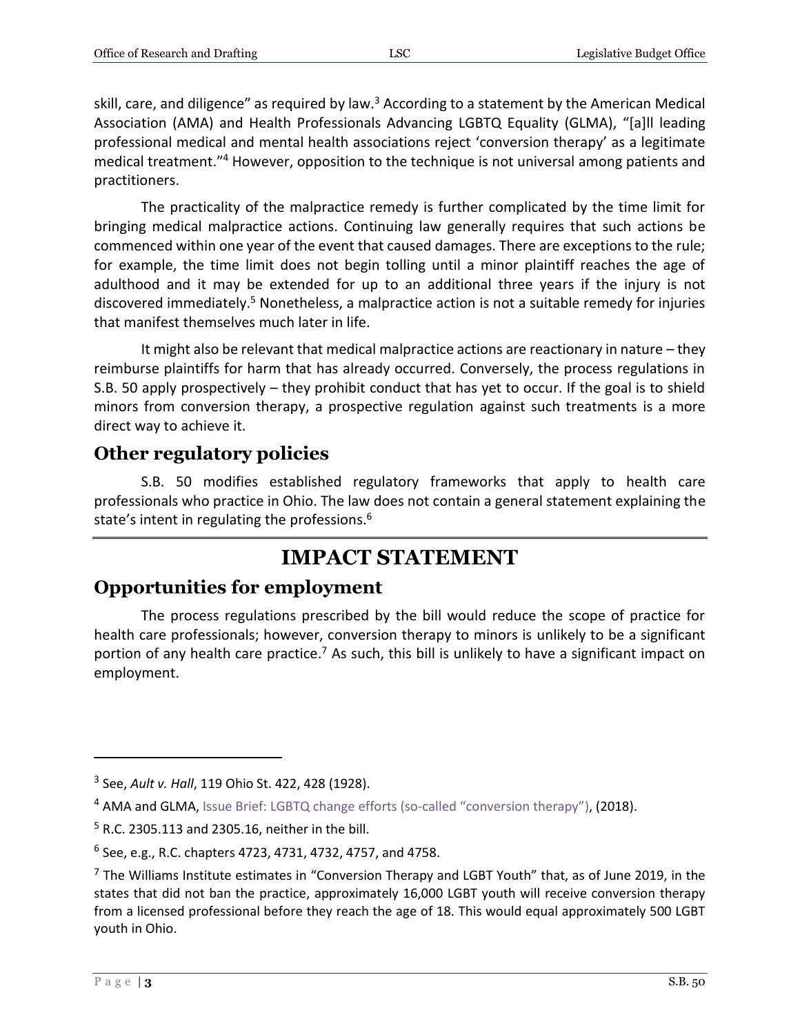skill, care, and diligence" as required by law.[3] According to a statement by the American Medical Association (AMA) and Health Professionals Advancing LGBTQ Equality (GLMA), "[a]ll leading professional medical and mental health associations reject 'conversion therapy' as a legitimate medical treatment."[4] However, opposition to the technique is not universal among patients and practitioners.

The practicality of the malpractice remedy is further complicated by the time limit for bringing medical malpractice actions. Continuing law generally requires that such actions be commenced within one year of the event that caused damages. There are exceptions to the rule; for example, the time limit does not begin tolling until a minor plaintiff reaches the age of adulthood and it may be extended for up to an additional three years if the injury is not discovered immediately.[5] Nonetheless, a malpractice action is not a suitable remedy for injuries that manifest themselves much later in life.

It might also be relevant that medical malpractice actions are reactionary in nature – they reimburse plaintiffs for harm that has already occurred. Conversely, the process regulations in S.B. 50 apply prospectively – they prohibit conduct that has yet to occur. If the goal is to shield minors from conversion therapy, a prospective regulation against such treatments is a more direct way to achieve it.

## Other regulatory policies

S.B. 50 modifies established regulatory frameworks that apply to health care professionals who practice in Ohio. The law does not contain a general statement explaining the state's intent in regulating the professions.[6]

# IMPACT STATEMENT

## Opportunities for employment

The process regulations prescribed by the bill would reduce the scope of practice for health care professionals; however, conversion therapy to minors is unlikely to be a significant portion of any health care practice.[7] As such, this bill is unlikely to have a significant impact on employment.

---

[3] See, *Ault v. Hall*, 119 Ohio St. 422, 428 (1928).

[4] AMA and GLMA, Issue Brief: LGBTQ change efforts (so-called "conversion therapy"), (2018).

[5] R.C. 2305.113 and 2305.16, neither in the bill.

[6] See, e.g., R.C. chapters 4723, 4731, 4732, 4757, and 4758.

[7] The Williams Institute estimates in "Conversion Therapy and LGBT Youth" that, as of June 2019, in the states that did not ban the practice, approximately 16,000 LGBT youth will receive conversion therapy from a licensed professional before they reach the age of 18. This would equal approximately 500 LGBT youth in Ohio.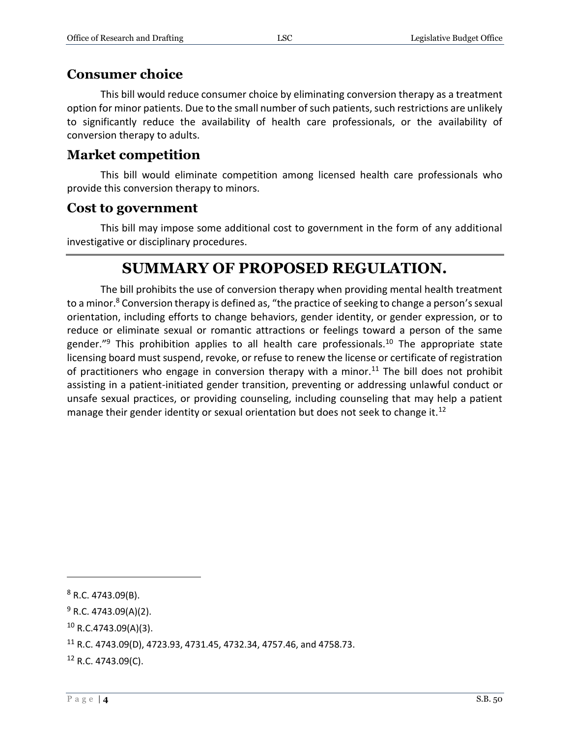## Consumer choice

This bill would reduce consumer choice by eliminating conversion therapy as a treatment option for minor patients. Due to the small number of such patients, such restrictions are unlikely to significantly reduce the availability of health care professionals, or the availability of conversion therapy to adults.

## Market competition

This bill would eliminate competition among licensed health care professionals who provide this conversion therapy to minors.

## Cost to government

This bill may impose some additional cost to government in the form of any additional investigative or disciplinary procedures.

# SUMMARY OF PROPOSED REGULATION.

The bill prohibits the use of conversion therapy when providing mental health treatment to a minor.[8] Conversion therapy is defined as, "the practice of seeking to change a person's sexual orientation, including efforts to change behaviors, gender identity, or gender expression, or to reduce or eliminate sexual or romantic attractions or feelings toward a person of the same gender."[9] This prohibition applies to all health care professionals.[10] The appropriate state licensing board must suspend, revoke, or refuse to renew the license or certificate of registration of practitioners who engage in conversion therapy with a minor.[11] The bill does not prohibit assisting in a patient-initiated gender transition, preventing or addressing unlawful conduct or unsafe sexual practices, or providing counseling, including counseling that may help a patient manage their gender identity or sexual orientation but does not seek to change it.[12]

---

[8] R.C. 4743.09(B).

[9] R.C. 4743.09(A)(2).

[10] R.C.4743.09(A)(3).

[11] R.C. 4743.09(D), 4723.93, 4731.45, 4732.34, 4757.46, and 4758.73.

[12] R.C. 4743.09(C).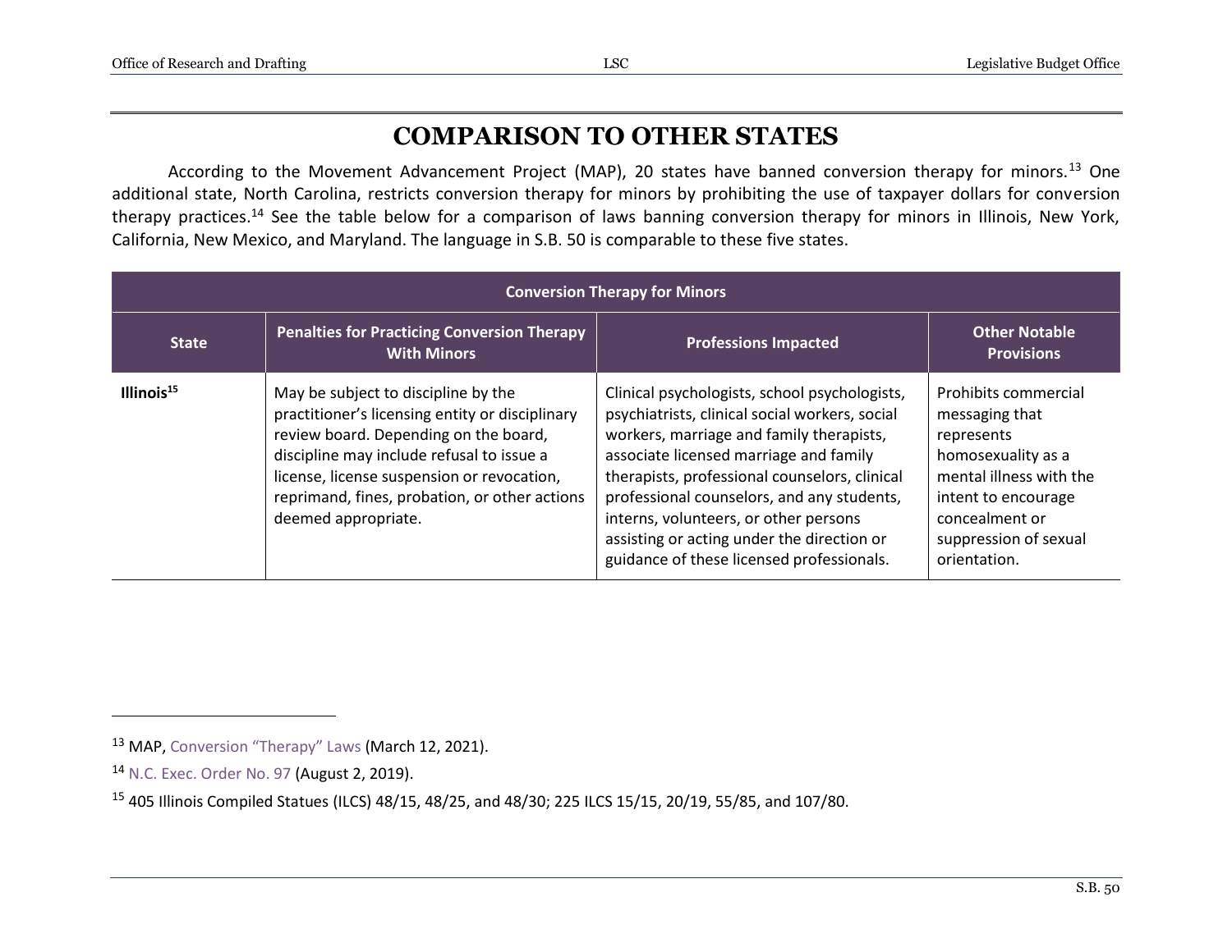# COMPARISON TO OTHER STATES

According to the Movement Advancement Project (MAP), 20 states have banned conversion therapy for minors.[13] One additional state, North Carolina, restricts conversion therapy for minors by prohibiting the use of taxpayer dollars for conversion therapy practices.[14] See the table below for a comparison of laws banning conversion therapy for minors in Illinois, New York, California, New Mexico, and Maryland. The language in S.B. 50 is comparable to these five states.

| Conversion Therapy for Minors | | | |
|---|---|---|---|
| **State** | **Penalties for Practicing Conversion Therapy With Minors** | **Professions Impacted** | **Other Notable Provisions** |
| **Illinois[15]** | May be subject to discipline by the practitioner's licensing entity or disciplinary review board. Depending on the board, discipline may include refusal to issue a license, license suspension or revocation, reprimand, fines, probation, or other actions deemed appropriate. | Clinical psychologists, school psychologists, psychiatrists, clinical social workers, social workers, marriage and family therapists, associate licensed marriage and family therapists, professional counselors, clinical professional counselors, and any students, interns, volunteers, or other persons assisting or acting under the direction or guidance of these licensed professionals. | Prohibits commercial messaging that represents homosexuality as a mental illness with the intent to encourage concealment or suppression of sexual orientation. |

[13] MAP, Conversion "Therapy" Laws (March 12, 2021).

[14] N.C. Exec. Order No. 97 (August 2, 2019).

[15] 405 Illinois Compiled Statues (ILCS) 48/15, 48/25, and 48/30; 225 ILCS 15/15, 20/19, 55/85, and 107/80.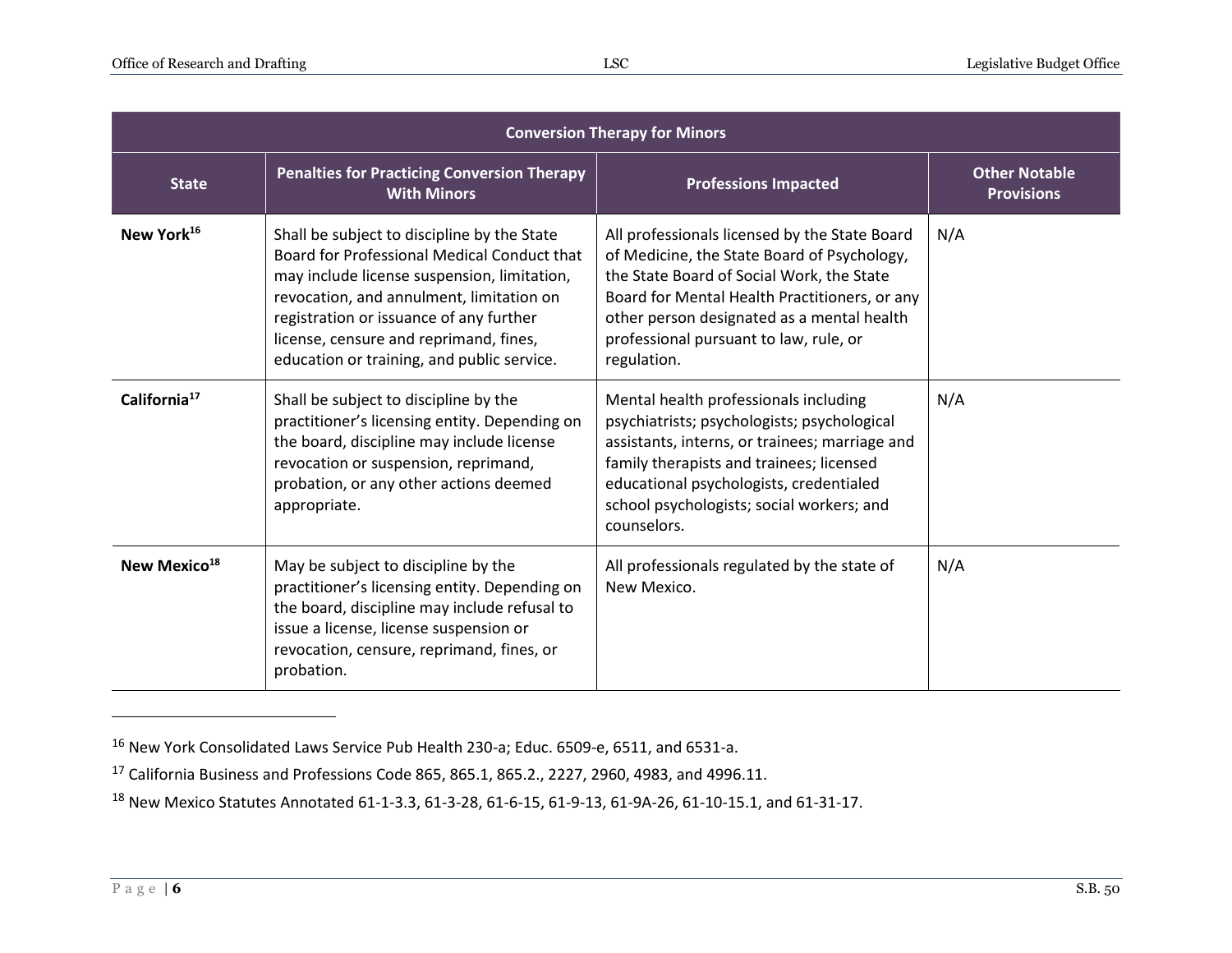| Conversion Therapy for Minors | | | |
|---|---|---|---|
| **State** | **Penalties for Practicing Conversion Therapy With Minors** | **Professions Impacted** | **Other Notable Provisions** |
| **New York**[16] | Shall be subject to discipline by the State Board for Professional Medical Conduct that may include license suspension, limitation, revocation, and annulment, limitation on registration or issuance of any further license, censure and reprimand, fines, education or training, and public service. | All professionals licensed by the State Board of Medicine, the State Board of Psychology, the State Board of Social Work, the State Board for Mental Health Practitioners, or any other person designated as a mental health professional pursuant to law, rule, or regulation. | N/A |
| **California**[17] | Shall be subject to discipline by the practitioner's licensing entity. Depending on the board, discipline may include license revocation or suspension, reprimand, probation, or any other actions deemed appropriate. | Mental health professionals including psychiatrists; psychologists; psychological assistants, interns, or trainees; marriage and family therapists and trainees; licensed educational psychologists, credentialed school psychologists; social workers; and counselors. | N/A |
| **New Mexico**[18] | May be subject to discipline by the practitioner's licensing entity. Depending on the board, discipline may include refusal to issue a license, license suspension or revocation, censure, reprimand, fines, or probation. | All professionals regulated by the state of New Mexico. | N/A |

---

[16] New York Consolidated Laws Service Pub Health 230-a; Educ. 6509-e, 6511, and 6531-a.

[17] California Business and Professions Code 865, 865.1, 865.2., 2227, 2960, 4983, and 4996.11.

[18] New Mexico Statutes Annotated 61-1-3.3, 61-3-28, 61-6-15, 61-9-13, 61-9A-26, 61-10-15.1, and 61-31-17.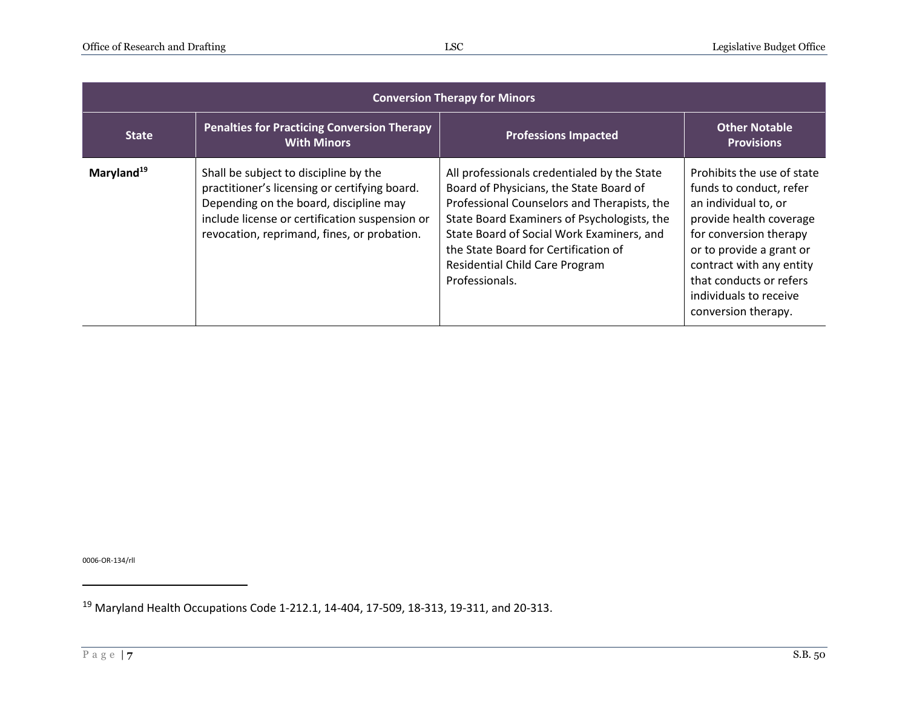| Conversion Therapy for Minors | | | |
|---|---|---|---|
| **State** | **Penalties for Practicing Conversion Therapy With Minors** | **Professions Impacted** | **Other Notable Provisions** |
| **Maryland**[19] | Shall be subject to discipline by the practitioner's licensing or certifying board. Depending on the board, discipline may include license or certification suspension or revocation, reprimand, fines, or probation. | All professionals credentialed by the State Board of Physicians, the State Board of Professional Counselors and Therapists, the State Board Examiners of Psychologists, the State Board of Social Work Examiners, and the State Board for Certification of Residential Child Care Program Professionals. | Prohibits the use of state funds to conduct, refer an individual to, or provide health coverage for conversion therapy or to provide a grant or contract with any entity that conducts or refers individuals to receive conversion therapy. |

0006-OR-134/rll

[19] Maryland Health Occupations Code 1-212.1, 14-404, 17-509, 18-313, 19-311, and 20-313.